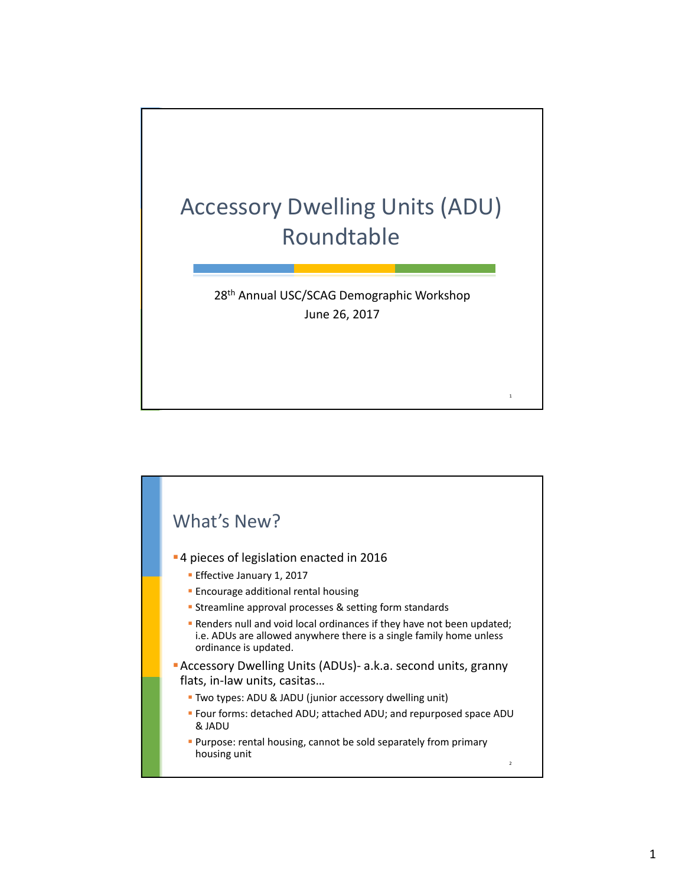# Accessory Dwelling Units (ADU) Roundtable

28th Annual USC/SCAG Demographic Workshop
June 26, 2017

## What's New?

- 4 pieces of legislation enacted in 2016
  - Effective January 1, 2017
  - Encourage additional rental housing
  - Streamline approval processes & setting form standards
  - Renders null and void local ordinances if they have not been updated; i.e. ADUs are allowed anywhere there is a single family home unless ordinance is updated.
- Accessory Dwelling Units (ADUs)- a.k.a. second units, granny flats, in-law units, casitas…
  - Two types: ADU & JADU (junior accessory dwelling unit)
  - Four forms: detached ADU; attached ADU; and repurposed space ADU & JADU
  - Purpose: rental housing, cannot be sold separately from primary housing unit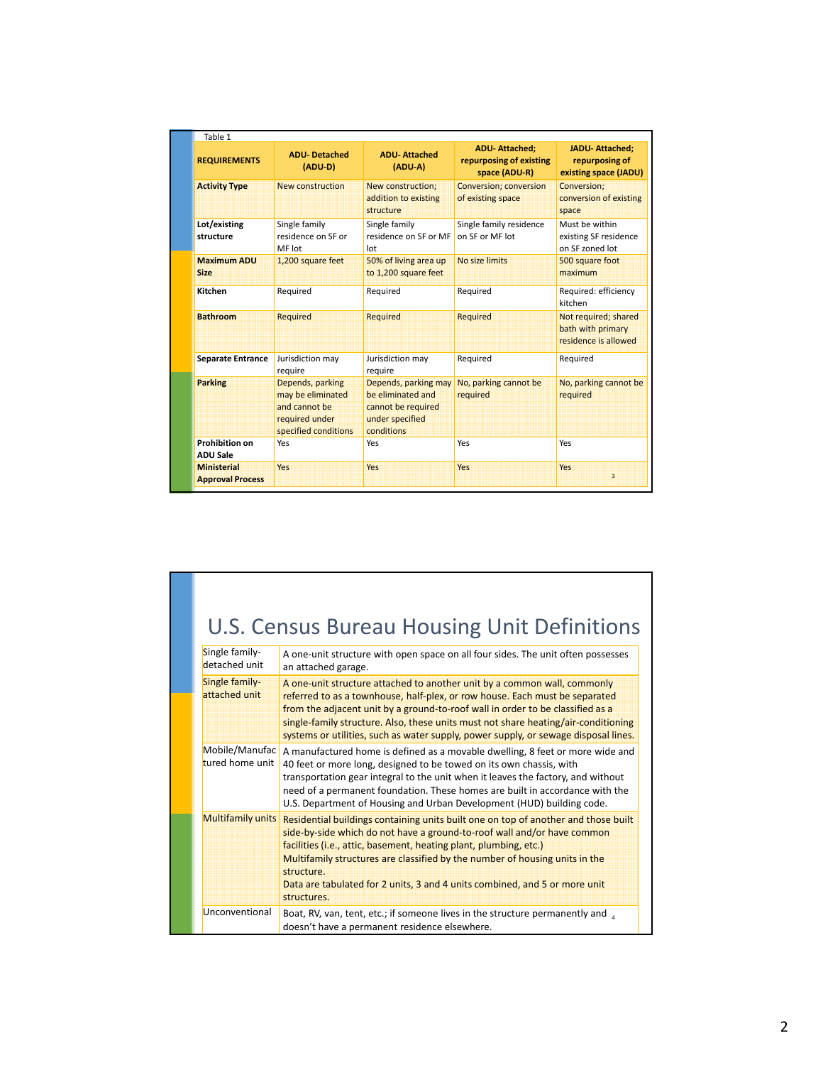Table 1

| REQUIREMENTS | ADU- Detached (ADU-D) | ADU- Attached (ADU-A) | ADU- Attached; repurposing of existing space (ADU-R) | JADU- Attached; repurposing of existing space (JADU) |
|---|---|---|---|---|
| **Activity Type** | New construction | New construction; addition to existing structure | Conversion; conversion of existing space | Conversion; conversion of existing space |
| **Lot/existing structure** | Single family residence on SF or MF lot | Single family residence on SF or MF lot | Single family residence on SF or MF lot | Must be within existing SF residence on SF zoned lot |
| **Maximum ADU Size** | 1,200 square feet | 50% of living area up to 1,200 square feet | No size limits | 500 square foot maximum |
| **Kitchen** | Required | Required | Required | Required: efficiency kitchen |
| **Bathroom** | Required | Required | Required | Not required; shared bath with primary residence is allowed |
| **Separate Entrance** | Jurisdiction may require | Jurisdiction may require | Required | Required |
| **Parking** | Depends, parking may be eliminated and cannot be required under specified conditions | Depends, parking may be eliminated and cannot be required under specified conditions | No, parking cannot be required | No, parking cannot be required |
| **Prohibition on ADU Sale** | Yes | Yes | Yes | Yes |
| **Ministerial Approval Process** | Yes | Yes | Yes | Yes |

# U.S. Census Bureau Housing Unit Definitions

| | |
|---|---|
| Single family-detached unit | A one-unit structure with open space on all four sides. The unit often possesses an attached garage. |
| Single family-attached unit | A one-unit structure attached to another unit by a common wall, commonly referred to as a townhouse, half-plex, or row house. Each must be separated from the adjacent unit by a ground-to-roof wall in order to be classified as a single-family structure. Also, these units must not share heating/air-conditioning systems or utilities, such as water supply, power supply, or sewage disposal lines. |
| Mobile/Manufactured home unit | A manufactured home is defined as a movable dwelling, 8 feet or more wide and 40 feet or more long, designed to be towed on its own chassis, with transportation gear integral to the unit when it leaves the factory, and without need of a permanent foundation. These homes are built in accordance with the U.S. Department of Housing and Urban Development (HUD) building code. |
| Multifamily units | Residential buildings containing units built one on top of another and those built side-by-side which do not have a ground-to-roof wall and/or have common facilities (i.e., attic, basement, heating plant, plumbing, etc.) Multifamily structures are classified by the number of housing units in the structure. Data are tabulated for 2 units, 3 and 4 units combined, and 5 or more unit structures. |
| Unconventional | Boat, RV, van, tent, etc.; if someone lives in the structure permanently and doesn't have a permanent residence elsewhere. |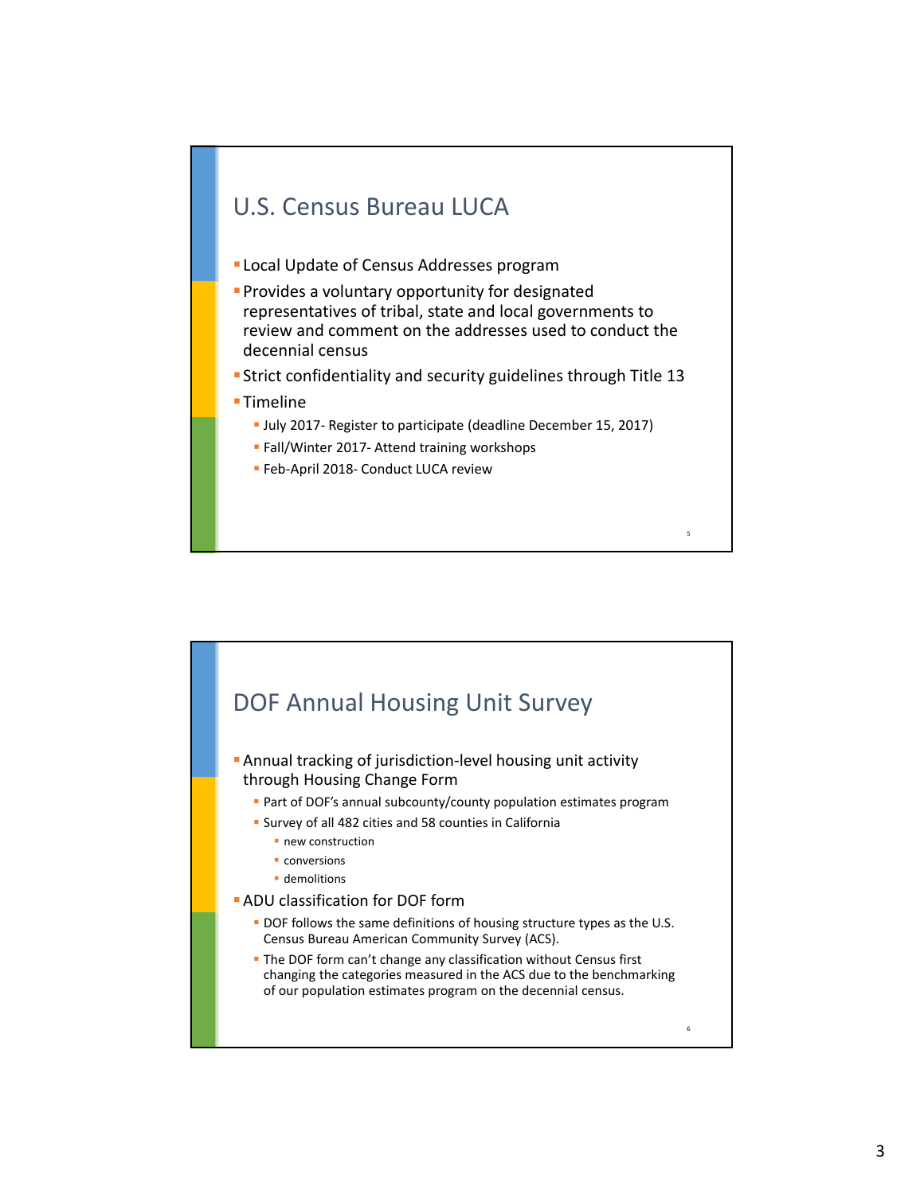## U.S. Census Bureau LUCA

- Local Update of Census Addresses program
- Provides a voluntary opportunity for designated representatives of tribal, state and local governments to review and comment on the addresses used to conduct the decennial census
- Strict confidentiality and security guidelines through Title 13
- Timeline
  - July 2017- Register to participate (deadline December 15, 2017)
  - Fall/Winter 2017- Attend training workshops
  - Feb-April 2018- Conduct LUCA review

## DOF Annual Housing Unit Survey

- Annual tracking of jurisdiction-level housing unit activity through Housing Change Form
  - Part of DOF's annual subcounty/county population estimates program
  - Survey of all 482 cities and 58 counties in California
    - new construction
    - conversions
    - demolitions
- ADU classification for DOF form
  - DOF follows the same definitions of housing structure types as the U.S. Census Bureau American Community Survey (ACS).
  - The DOF form can't change any classification without Census first changing the categories measured in the ACS due to the benchmarking of our population estimates program on the decennial census.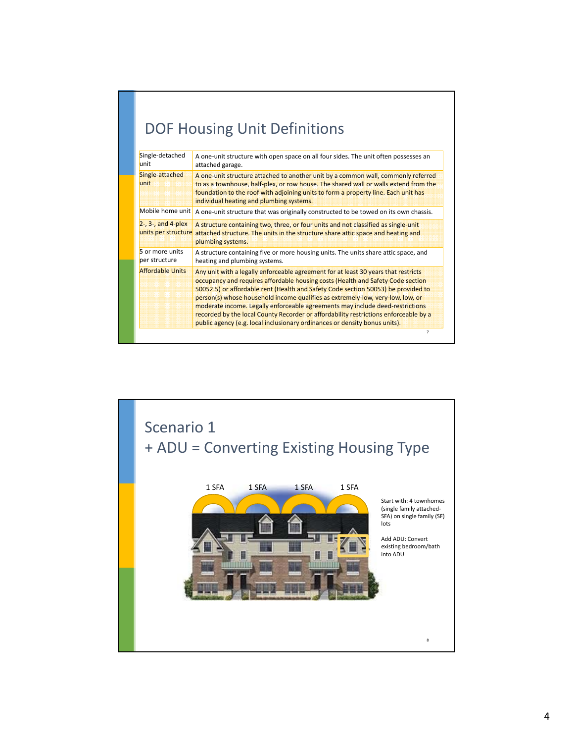## DOF Housing Unit Definitions

| | |
|---|---|
| Single-detached unit | A one-unit structure with open space on all four sides. The unit often possesses an attached garage. |
| Single-attached unit | A one-unit structure attached to another unit by a common wall, commonly referred to as a townhouse, half-plex, or row house. The shared wall or walls extend from the foundation to the roof with adjoining units to form a property line. Each unit has individual heating and plumbing systems. |
| Mobile home unit | A one-unit structure that was originally constructed to be towed on its own chassis. |
| 2-, 3-, and 4-plex units per structure | A structure containing two, three, or four units and not classified as single-unit attached structure. The units in the structure share attic space and heating and plumbing systems. |
| 5 or more units per structure | A structure containing five or more housing units. The units share attic space, and heating and plumbing systems. |
| Affordable Units | Any unit with a legally enforceable agreement for at least 30 years that restricts occupancy and requires affordable housing costs (Health and Safety Code section 50052.5) or affordable rent (Health and Safety Code section 50053) be provided to person(s) whose household income qualifies as extremely-low, very-low, low, or moderate income. Legally enforceable agreements may include deed-restrictions recorded by the local County Recorder or affordability restrictions enforceable by a public agency (e.g. local inclusionary ordinances or density bonus units). |

## Scenario 1
## + ADU = Converting Existing Housing Type

1 SFA 1 SFA 1 SFA 1 SFA

Start with: 4 townhomes (single family attached-SFA) on single family (SF) lots

Add ADU: Convert existing bedroom/bath into ADU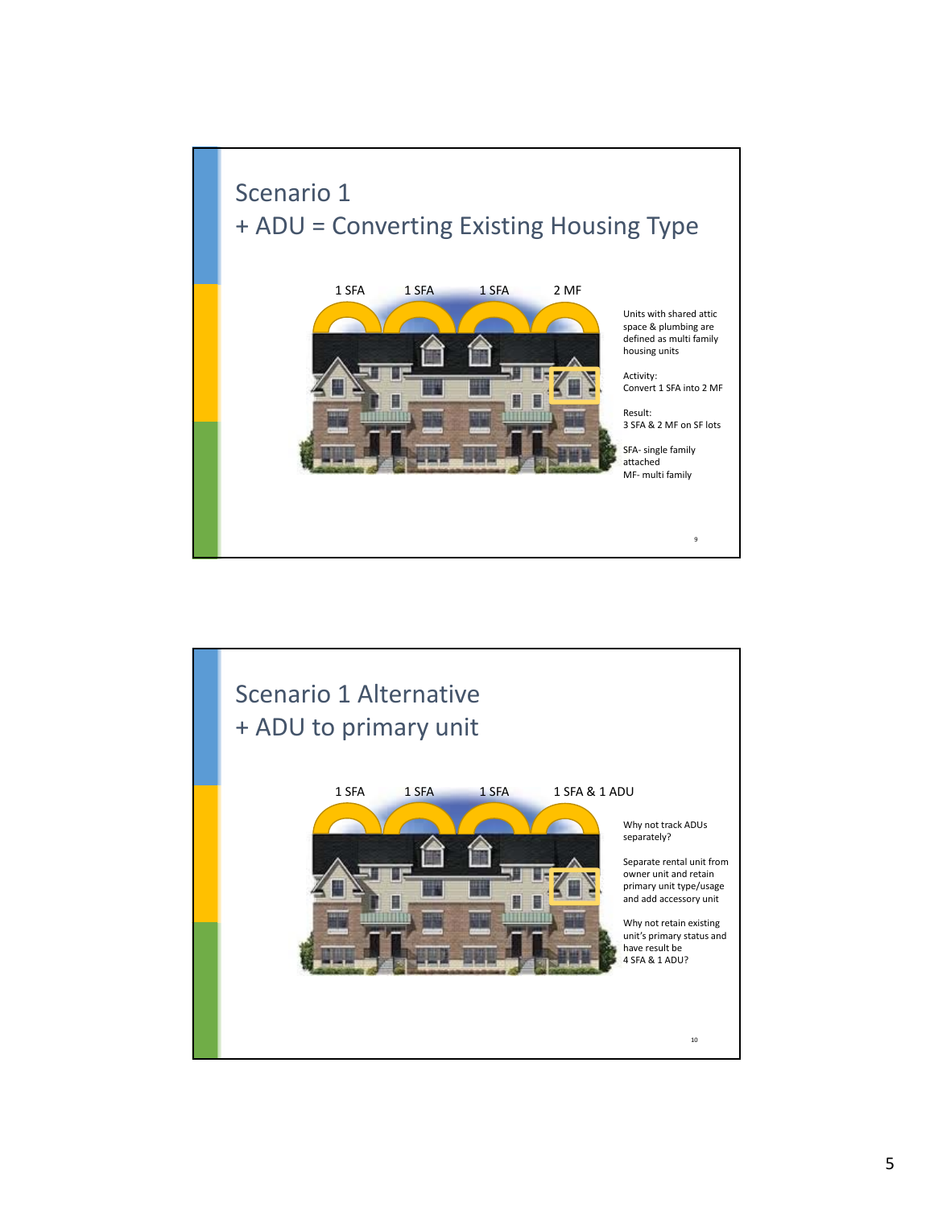## Scenario 1
## + ADU = Converting Existing Housing Type

1 SFA | 1 SFA | 1 SFA | 2 MF

Units with shared attic space & plumbing are defined as multi family housing units

Activity:
Convert 1 SFA into 2 MF

Result:
3 SFA & 2 MF on SF lots

SFA- single family attached
MF- multi family

## Scenario 1 Alternative
## + ADU to primary unit

1 SFA | 1 SFA | 1 SFA | 1 SFA & 1 ADU

Why not track ADUs separately?

Separate rental unit from owner unit and retain primary unit type/usage and add accessory unit

Why not retain existing unit's primary status and have result be
4 SFA & 1 ADU?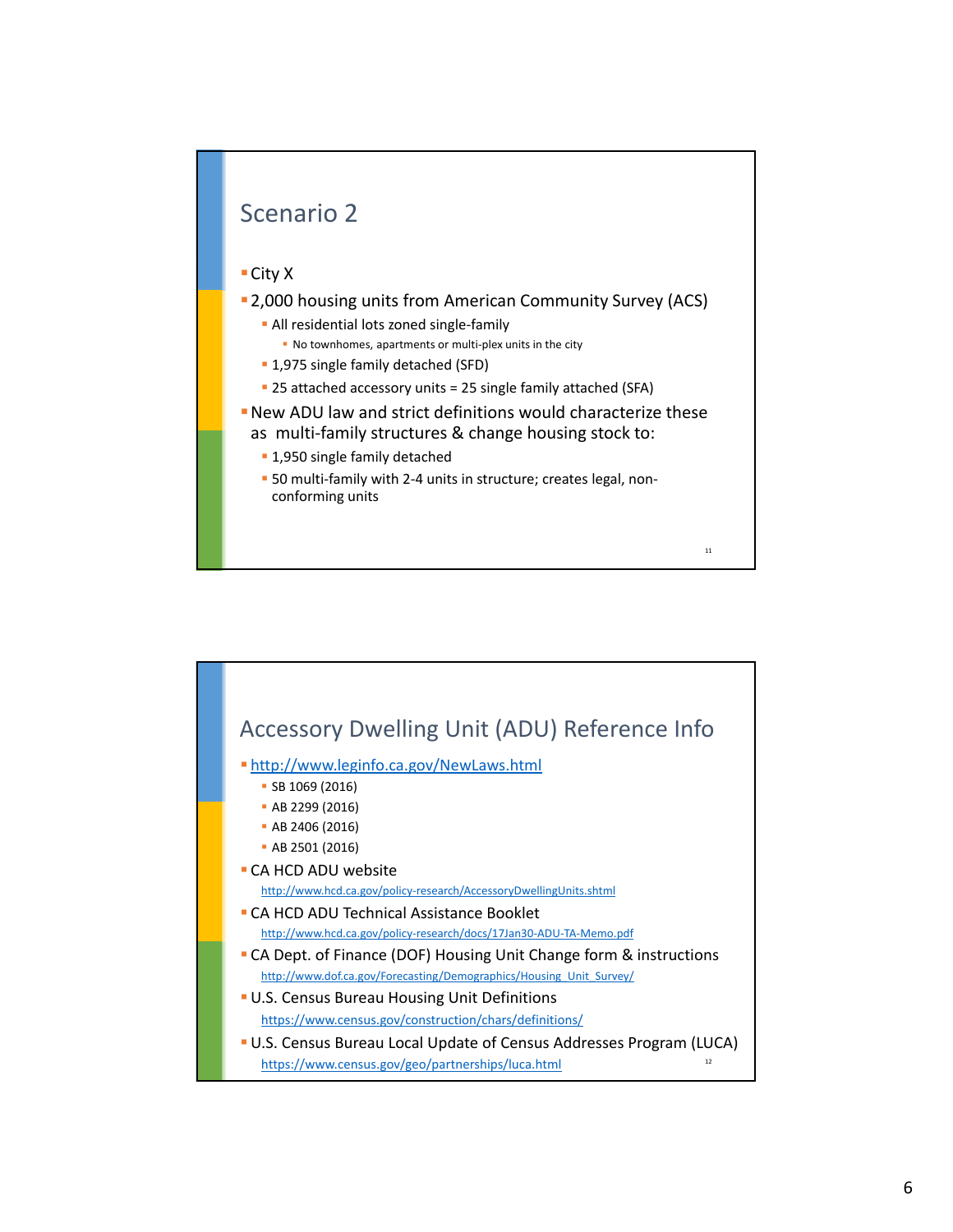## Scenario 2

- City X
- 2,000 housing units from American Community Survey (ACS)
  - All residential lots zoned single-family
    - No townhomes, apartments or multi-plex units in the city
  - 1,975 single family detached (SFD)
  - 25 attached accessory units = 25 single family attached (SFA)
- New ADU law and strict definitions would characterize these as multi-family structures & change housing stock to:
  - 1,950 single family detached
  - 50 multi-family with 2-4 units in structure; creates legal, non-conforming units

## Accessory Dwelling Unit (ADU) Reference Info

- http://www.leginfo.ca.gov/NewLaws.html
  - SB 1069 (2016)
  - AB 2299 (2016)
  - AB 2406 (2016)
  - AB 2501 (2016)
- CA HCD ADU website
  http://www.hcd.ca.gov/policy-research/AccessoryDwellingUnits.shtml
- CA HCD ADU Technical Assistance Booklet
  http://www.hcd.ca.gov/policy-research/docs/17Jan30-ADU-TA-Memo.pdf
- CA Dept. of Finance (DOF) Housing Unit Change form & instructions
  http://www.dof.ca.gov/Forecasting/Demographics/Housing_Unit_Survey/
- U.S. Census Bureau Housing Unit Definitions
  https://www.census.gov/construction/chars/definitions/
- U.S. Census Bureau Local Update of Census Addresses Program (LUCA)
  https://www.census.gov/geo/partnerships/luca.html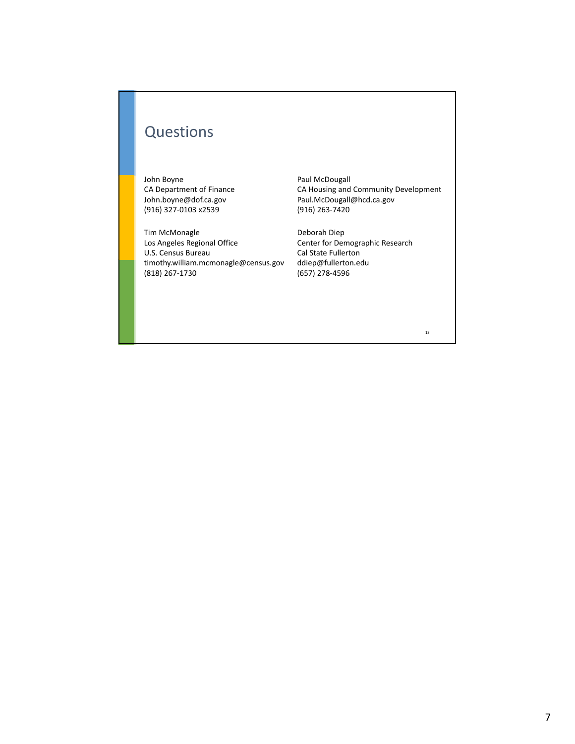## Questions

John Boyne
CA Department of Finance
John.boyne@dof.ca.gov
(916) 327-0103 x2539

Tim McMonagle
Los Angeles Regional Office
U.S. Census Bureau
timothy.william.mcmonagle@census.gov
(818) 267-1730

Paul McDougall
CA Housing and Community Development
Paul.McDougall@hcd.ca.gov
(916) 263-7420

Deborah Diep
Center for Demographic Research
Cal State Fullerton
ddiep@fullerton.edu
(657) 278-4596